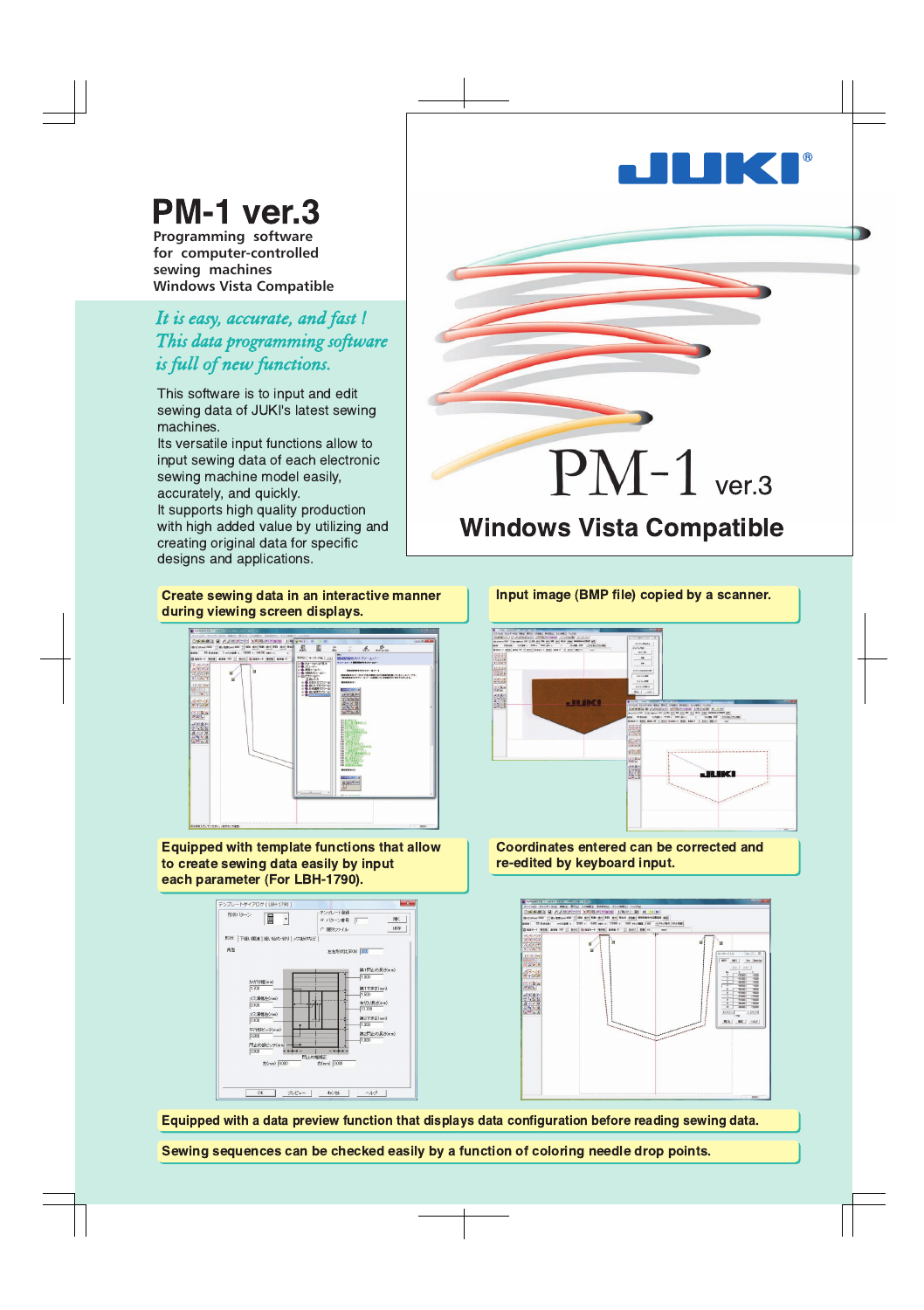# PM-1 ver.3

Programming software
for computer-controlled
sewing machines
Windows Vista Compatible

*It is easy, accurate, and fast !*
*This data programming software*
*is full of new functions.*

This software is to input and edit sewing data of JUKI's latest sewing machines.
Its versatile input functions allow to input sewing data of each electronic sewing machine model easily, accurately, and quickly.
It supports high quality production with high added value by utilizing and creating original data for specific designs and applications.

JUKI®

PM-1 ver.3

**Windows Vista Compatible**

**Create sewing data in an interactive manner during viewing screen displays.**

**Input image (BMP file) copied by a scanner.**

**Equipped with template functions that allow to create sewing data easily by input each parameter (For LBH-1790).**

**Coordinates entered can be corrected and re-edited by keyboard input.**

**Equipped with a data preview function that displays data configuration before reading sewing data.**

**Sewing sequences can be checked easily by a function of coloring needle drop points.**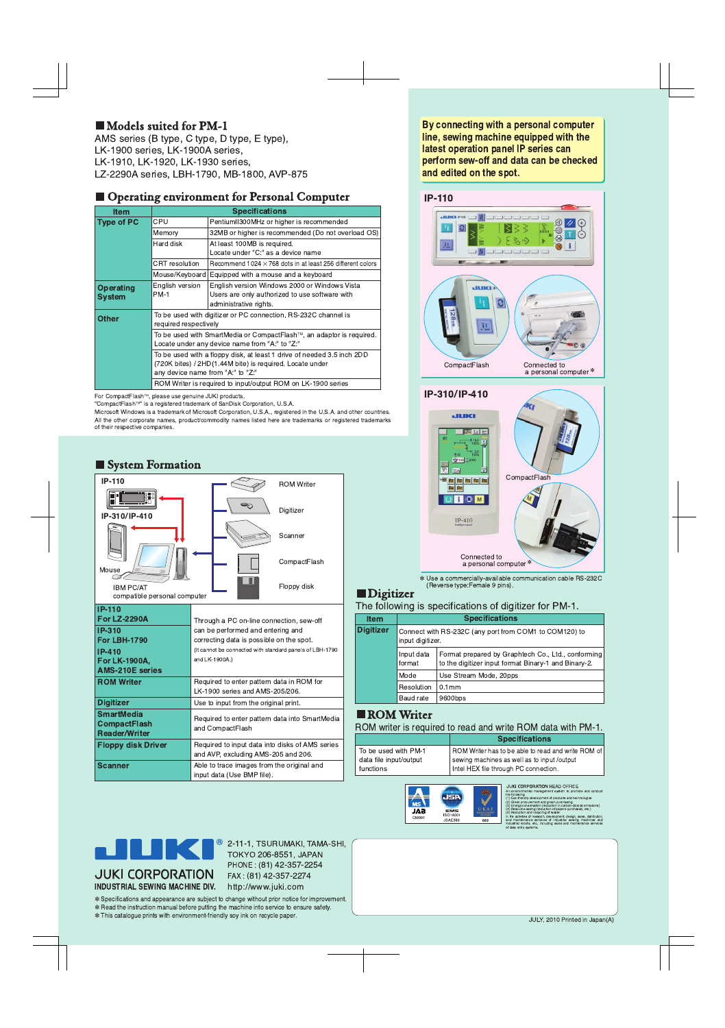## ■ Models suited for PM-1

AMS series (B type, C type, D type, E type),
LK-1900 series, LK-1900A series,
LK-1910, LK-1920, LK-1930 series,
LZ-2290A series, LBH-1790, MB-1800, AVP-875

## ■ Operating environment for Personal Computer

| Item | Specifications | |
|---|---|---|
| Type of PC | CPU | PentiumII300MHz or higher is recommended |
| | Memory | 32MB or higher is recommended (Do not overload OS) |
| | Hard disk | At least 100MB is required. Locate under "C:" as a device name |
| | CRT resolution | Recommend 1024 × 768 dots in at least 256 different colors |
| | Mouse/Keyboard | Equipped with a mouse and a keyboard |
| Operating System | English version | English version Windows 2000 or Windows Vista |
| | PM-1 | Users are only authorized to use software with administrative rights. |
| Other | To be used with digitizer or PC connection, RS-232C channel is required respectively | |
| | To be used with SmartMedia or CompactFlash™, an adaptor is required. Locate under any device name from "A:" to "Z:" | |
| | To be used with a floppy disk, at least 1 drive of needed 3.5 inch 2DD (720K bites) / 2HD(1.44M bite) is required. Locate under any device name from "A:" to "Z:" | |
| | ROM Writer is required to input/output ROM on LK-1900 series | |

For CompactFlash™, please use genuine JUKI products.
"CompactFlash™" is a registered trademark of SanDisk Corporation, U.S.A.
Microsoft Windows is a trademark of Microsoft Corporation, U.S.A., registered in the U.S.A and other countries.
All the other corporate names, product/commodity names listed here are trademarks or registered trademarks of their respective companies.

**By connecting with a personal computer line, sewing machine equipped with the latest operation panel IP series can perform sew-off and data can be checked and edited on the spot.**

### IP-110

CompactFlash

Connected to a personal computer *

### IP-310/IP-410

CompactFlash

Connected to a personal computer *

* Use a commercially-available communication cable RS-232C (Reverse type:Female 9 pins).

## ■ System Formation

IP-110

IP-310/IP-410

Mouse

IBM PC/AT compatible personal computer

ROM Writer

Digitizer

Scanner

CompactFlash

Floppy disk

| | |
|---|---|
| **IP-110 For LZ-2290A** **IP-310 For LBH-1790** **IP-410 For LK-1900A, AMS-210E series** | Through a PC on-line connection, sew-off can be performed and entering and correcting data is possible on the spot. (It cannot be connected with standard panels of LBH-1790 and LK-1900A.) |
| **ROM Writer** | Required to enter pattern data in ROM for LK-1900 series and AMS-205/206. |
| **Digitizer** | Use to input from the original print. |
| **SmartMedia CompactFlash Reader/Writer** | Required to enter pattern data into SmartMedia and CompactFlash |
| **Floppy disk Driver** | Required to input data into disks of AMS series and AVP, excluding AMS-205 and 206. |
| **Scanner** | Able to trace images from the original and input data (Use BMP file). |

## ■ Digitizer

The following is specifications of digitizer for PM-1.

| Item | Specifications | |
|---|---|---|
| Digitizer | Connect with RS-232C (any port from COM1 to COM120) to input digitizer. | |
| | Input data format | Format prepared by Graphtech Co., Ltd., conforming to the digitizer input format Binary-1 and Binary-2. |
| | Mode | Use Stream Mode, 20pps |
| | Resolution | 0.1mm |
| | Baud rate | 9600bps |

## ■ ROM Writer

ROM writer is required to read and write ROM data with PM-1.

| | Specifications |
|---|---|
| To be used with PM-1 data file input/output functions | ROM Writer has to be able to read and write ROM of sewing machines as well as to input /output Intel HEX file through PC connection. |

JAB CM001 · JSA EMS ISO 14001 JSAE389 · UKAS 009

JUKI CORPORATION HEAD OFFICE
An environmental management system to promote and conduct the following:
(1) Eco-friendly development of products and technologies
(2) Green procurement and green purchasing
(3) Energy conservation (reduction in carbon-dioxide emissions)
(4) Resource saving (reduction of papers purchased, etc.)
(5) Reduction and recycling of waste
in the activities of research, development, design, sales, distribution, and maintenance services of industrial sewing machines and household sewing machines, industrial robots, etc., including sales and maintenance services of data entry systems.

**JUKI CORPORATION**
**INDUSTRIAL SEWING MACHINE DIV.**

2-11-1, TSURUMAKI, TAMA-SHI, TOKYO 206-8551, JAPAN
PHONE : (81) 42-357-2254
FAX : (81) 42-357-2274
http://www.juki.com

* Specifications and appearance are subject to change without prior notice for improvement.
* Read the instruction manual before putting the machine into service to ensure safety.
* This catalogue prints with environment-friendly soy ink on recycle paper.

JULY, 2010 Printed in Japan(A)